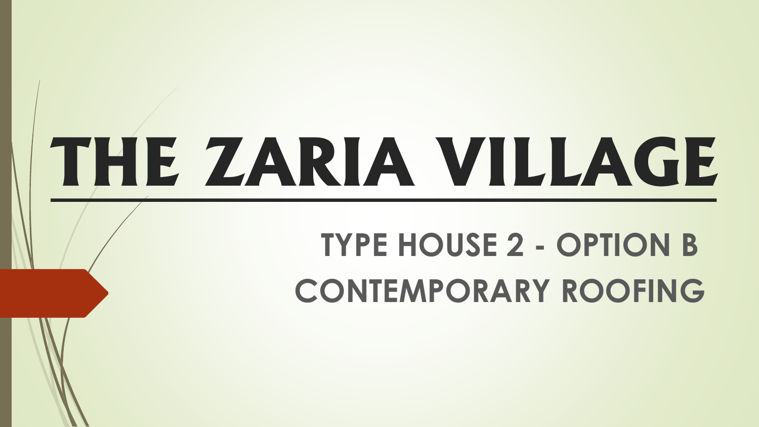# THE ZARIA VILLAGE

## TYPE HOUSE 2 - OPTION B
## CONTEMPORARY ROOFING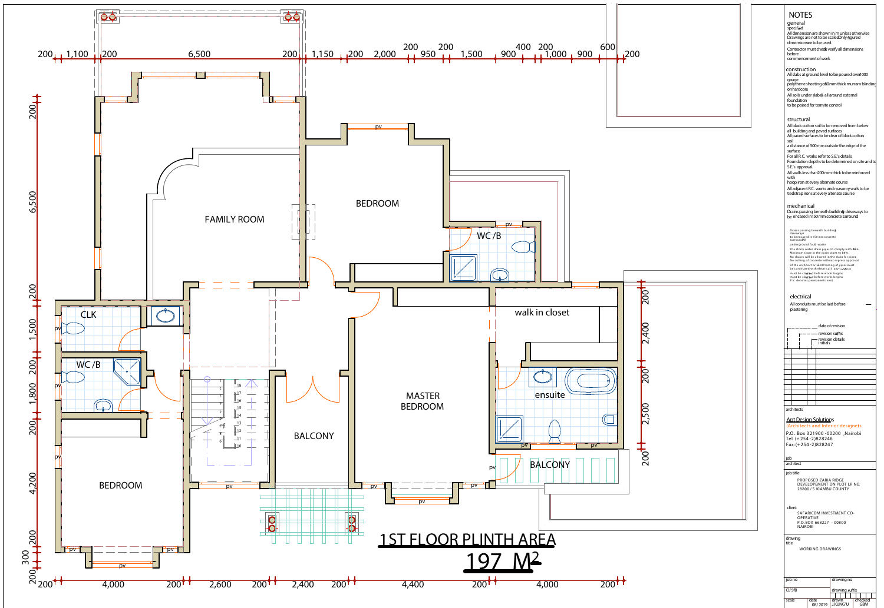# 1ST FLOOR PLINTH AREA

## 197 $M^2$

FAMILY ROOM

BEDROOM

WC /B

walk in closet

CLK

WC /B

MASTER BEDROOM

ensuite

BALCONY

BALCONY

BEDROOM

pv

Top dimensions: 200 | 1,100 | 200 | 6,500 | 200 | 1,150 | 200 | 2,000 | 200 | 950 | 200 | 1,500 | 900 | 400 | 200 | 1,000 | 900 | 600 | 200

Bottom dimensions: 200 | 4,000 | 200 | 2,600 | 200 | 2,400 | 200 | 4,400 | 200 | 4,000 | 200

Left dimensions: 200 | 6,500 | 200 | 1,500 | 200 | 1,800 | 200 | 4,200 | 200 | 300 | 200

Right dimensions: 200 | 2,400 | 200 | 2,500 | 200

## NOTES

### general

specified

All dimension are shown in m unless otherwise. Drawings are not to be scaled. Only figured dimensions are to be used.

Contractor must check & verify all dimensions before commencement of work

### construction

All slabs at ground level to be poured over 1000 gauge polythene sheeting on 50mm thick murram blinding on hardcore

All soils under slabs & all around external foundation to be poised for termite control

### structural

All black cotton soil to be removed from below all building and paved surfaces

All paved surfaces to be clear of black cotton soil a distance of 500mm outside the edge of the surface

For all R.C. works refer to S.E.'s details

Foundation depths to be determined on site and to S.E.'s approval.

All walls less than 200 mm thick to be reinforced with hoop iron at every alternate course

All adjacent R.C. works and masonry walls to be tied strap irons at every alternate course

### mechanical

Drains passing beneath building & driveways to be encased in 150mm concrete sarround

Drains passing beneath building driveways to be encased in 150 mm concrete surround. All underground foul waste

The storm water drain pipes to comply with BS. Minimum slope in the drain pipes to be %.

No chases will be allowed in the slabs for pipes

No cutting of concrete without express approval of the Architect or SE. All testing of pipes must be coordinated with electrical & any conduits must be clarified before works begins must be clarified before works begins

P.V. denotes permanent vent

### electrical

All conduits must be laid before plastering

date of revision

revision suffix

revision details initials

architects

Apt Design Solutions

(Architects and Interior designers)

P.O. Box 321900 -00200 ,Nairobi

Tel. (+254-2)828246

Fax:(+254-2)828247

job

architect

job title

PROPOSED ZARIA RIDGE DEVELOPEMENT ON PLOT LR NO. 28800 / 5 KIAMBU COUNTY

client

SAFARICOM INVESTMENT CO-OPERATIVE

P.O.BOX 668227 - 00800

NAIROBI

drawing title

WORKING DRAWINGS

| job no | drawing no | | |
|---|---|---|---|
| CI/ SfB | drawing suffix | | |
| scale | date 08/ 2019 | drawn J.KUNG'U | checked GBM |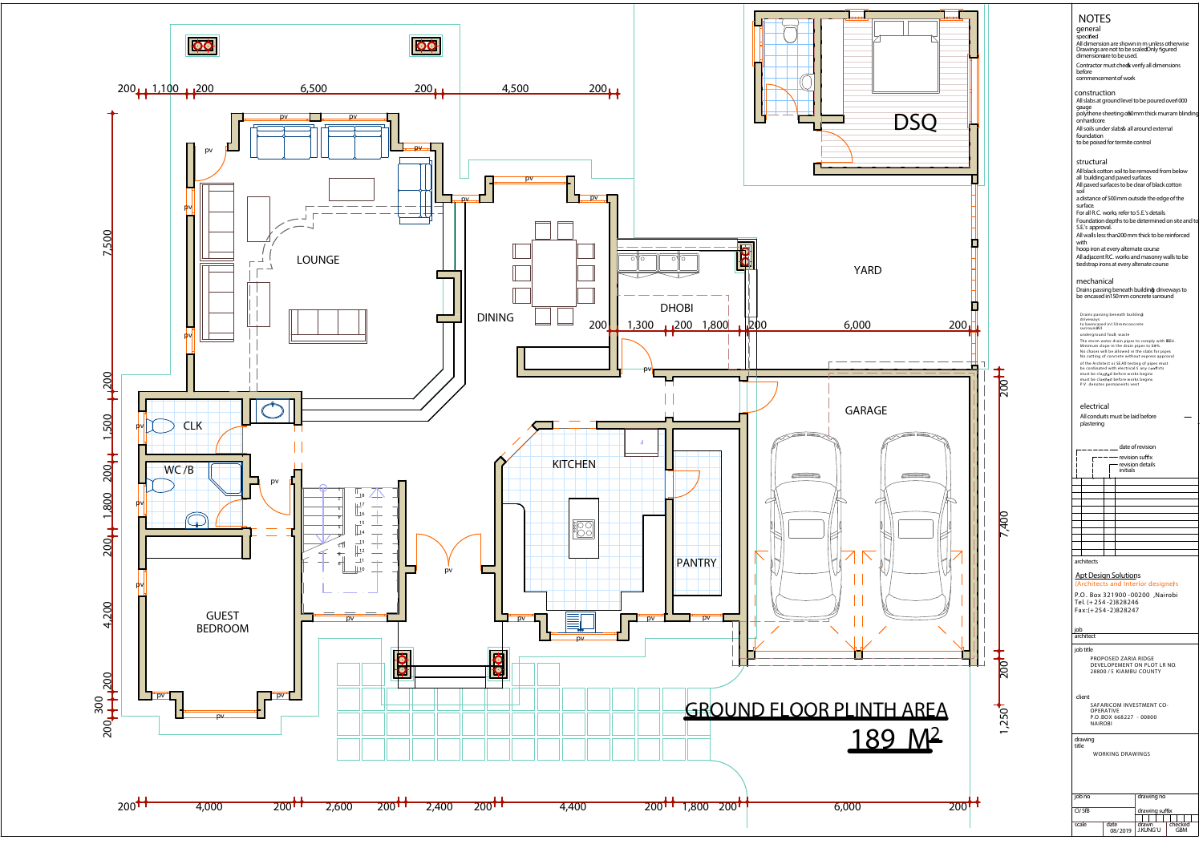# GROUND FLOOR PLINTH AREA

# 189 M²

LOUNGE

DINING

DHOBI

YARD

DSQ

CLK

WC /B

KITCHEN

PANTRY

GARAGE

GUEST BEDROOM

## NOTES

**general**

specified

All dimension are shown in m unless otherwise

Drawings are not to be scaled. Only figured dimensions are to be used.

Contractor must check & verify all dimensions before commencement of work

**construction**

All slabs at ground level to be poured over 1000 gauge polythene sheeting on 50mm thick murram blinding on hardcore

All soils under slabs & all around external foundation to be poised for termite control

**structural**

All black cotton soil to be removed from below all building and paved surfaces

All paved surfaces to be clear of black cotton soil a distance of 500mm outside the edge of the surface

For all R.C. works refer to S.E.'s details

Foundation depths to be determined on site and to S.E.'s approval.

All walls less than 200mm thick to be reinforced with hoop iron at every alternate course

All adjacent R.C. works and masonry walls to be tied strap irons at every alternate course

**mechanical**

Drains passing beneath buildings & driveways to be encased in 150mm concrete surround

**electrical**

All conduits must be laid before plastering

date of revision
revision suffix
revision details
initials

architects

Apt Design Solutions
(Architects and Interior designers)
P.O. Box 321900 -00200 ,Nairobi
Tel: (+254-2)828246
Fax:(+254-2)828247

job architect

job title
PROPOSED ZARIA RIDGE DEVELOPEMENT ON PLOT LR NO. 28800 / 5 KIAMBU COUNTY

client
SAFARICOM INVESTMENT CO-OPERATIVE
P.O BOX 668227 - 00800
NAIROBI

drawing title
WORKING DRAWINGS

job no | drawing no
CI/SfB | drawing suffix
scale | date 08/2019 | drawn J.KUNG'U | checked GBM